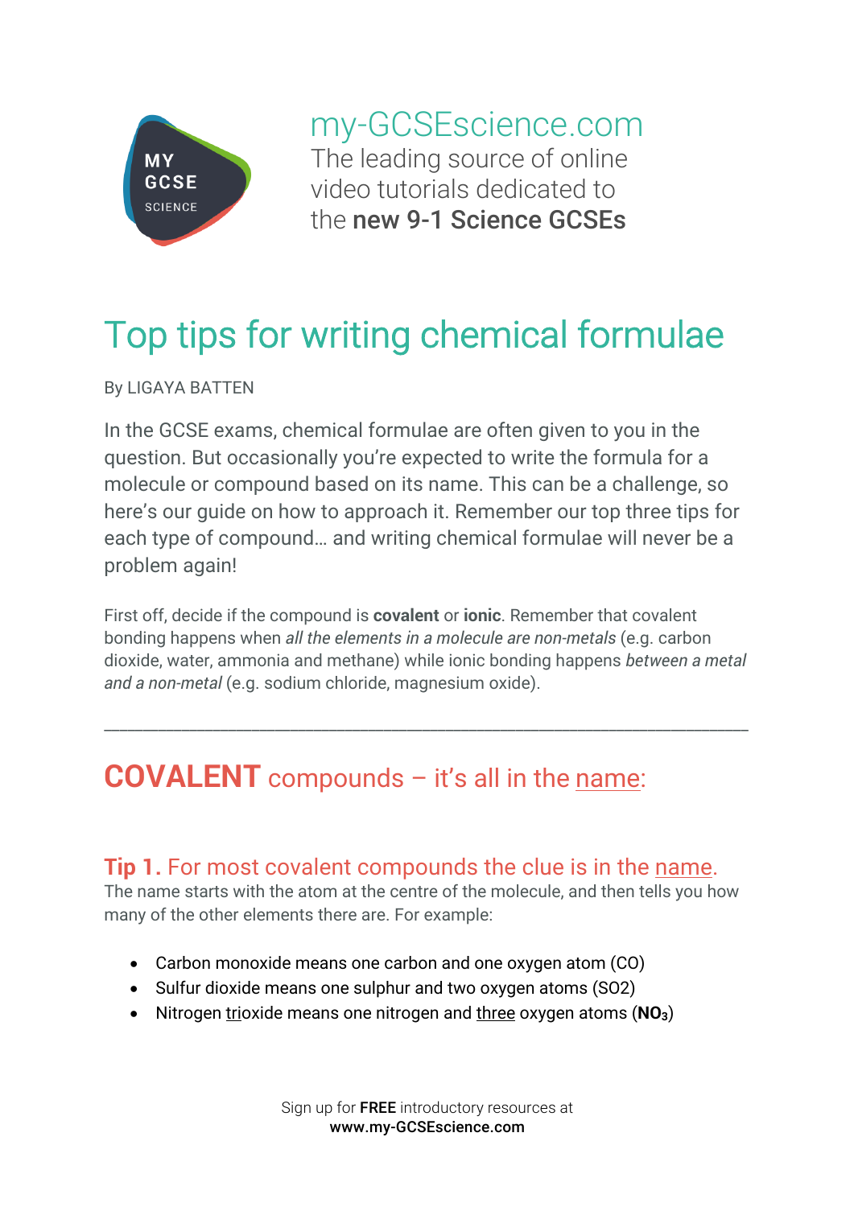my-GCSEscience.com

The leading source of online video tutorials dedicated to the **new 9-1 Science GCSEs**

# Top tips for writing chemical formulae

By LIGAYA BATTEN

In the GCSE exams, chemical formulae are often given to you in the question. But occasionally you're expected to write the formula for a molecule or compound based on its name. This can be a challenge, so here's our guide on how to approach it. Remember our top three tips for each type of compound… and writing chemical formulae will never be a problem again!

First off, decide if the compound is **covalent** or **ionic**. Remember that covalent bonding happens when *all the elements in a molecule are non-metals* (e.g. carbon dioxide, water, ammonia and methane) while ionic bonding happens *between a metal and a non-metal* (e.g. sodium chloride, magnesium oxide).

---

## COVALENT compounds – it's all in the name:

### Tip 1. For most covalent compounds the clue is in the name.

The name starts with the atom at the centre of the molecule, and then tells you how many of the other elements there are. For example:

- Carbon monoxide means one carbon and one oxygen atom (CO)
- Sulfur dioxide means one sulphur and two oxygen atoms (SO2)
- Nitrogen trioxide means one nitrogen and three oxygen atoms (**$NO_3$**)

Sign up for **FREE** introductory resources at **www.my-GCSEscience.com**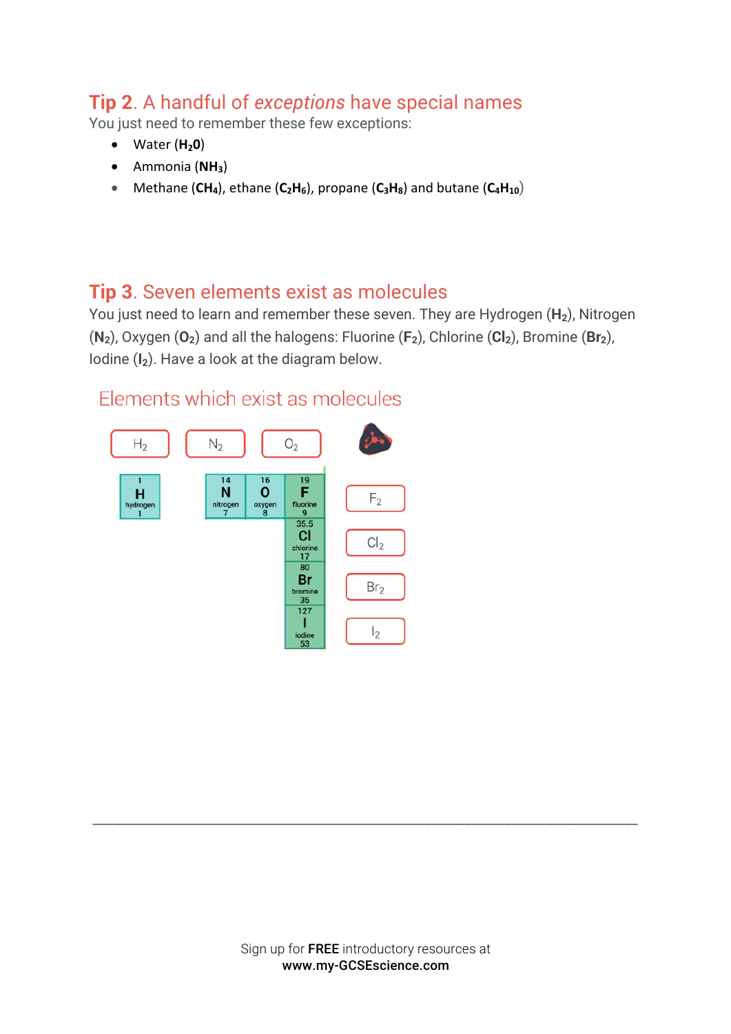## **Tip 2**. A handful of *exceptions* have special names

You just need to remember these few exceptions:

- Water (**$H_20$**)
- Ammonia (**$NH_3$**)
- Methane (**$CH_4$**), ethane (**$C_2H_6$**), propane (**$C_3H_8$**) and butane (**$C_4H_{10}$**)

## **Tip 3**. Seven elements exist as molecules

You just need to learn and remember these seven. They are Hydrogen (**$H_2$**), Nitrogen (**$N_2$**), Oxygen (**$O_2$**) and all the halogens: Fluorine (**$F_2$**), Chlorine (**$Cl_2$**), Bromine (**$Br_2$**), Iodine (**$I_2$**). Have a look at the diagram below.

### Elements which exist as molecules

$H_2$ $N_2$ $O_2$

| 1 H hydrogen 1 | | 14 N nitrogen 7 | 16 O oxygen 8 | 19 F fluorine 9 | $F_2$ |
|---|---|---|---|---|---|
| | | | | 35.5 Cl chlorine 17 | $Cl_2$ |
| | | | | 80 Br bromine 35 | $Br_2$ |
| | | | | 127 I iodine 53 | $I_2$ |

Sign up for **FREE** introductory resources at
**www.my-GCSEscience.com**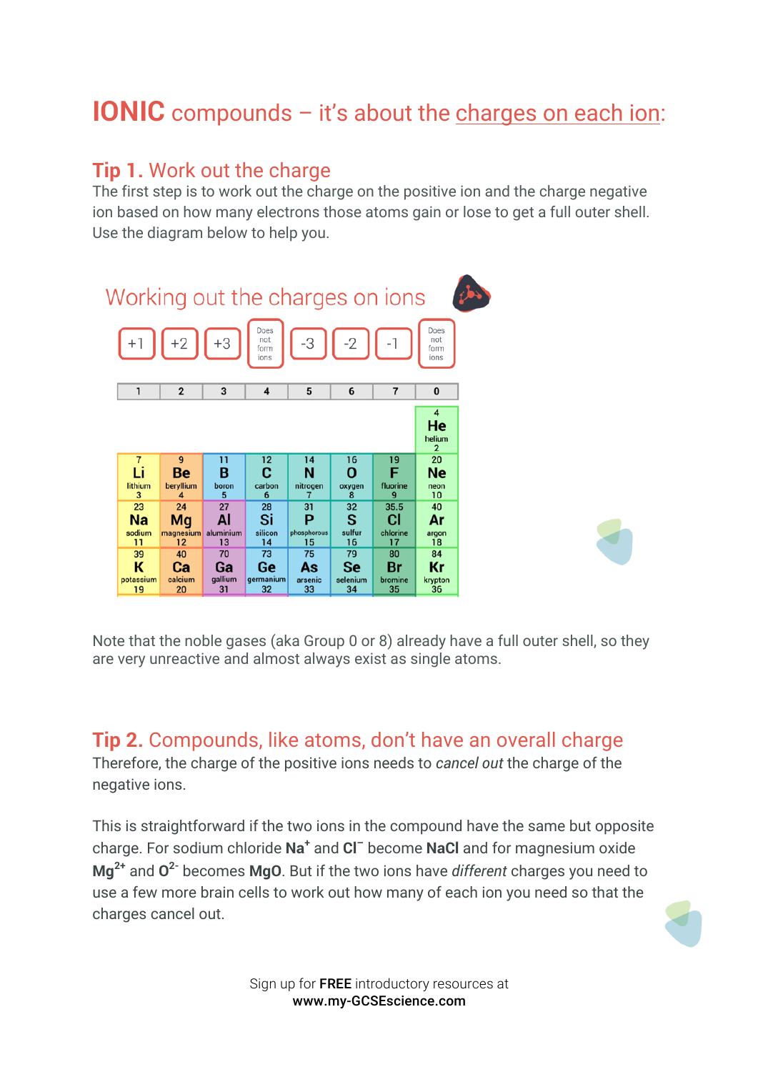# IONIC compounds – it's about the charges on each ion:

## Tip 1. Work out the charge

The first step is to work out the charge on the positive ion and the charge negative ion based on how many electrons those atoms gain or lose to get a full outer shell. Use the diagram below to help you.

### Working out the charges on ions

| +1 | +2 | +3 | Does not form ions | -3 | -2 | -1 | Does not form ions |
|---|---|---|---|---|---|---|---|
| **1** | **2** | **3** | **4** | **5** | **6** | **7** | **0** |
| | | | | | | | 4 **He** helium 2 |
| 7 **Li** lithium 3 | 9 **Be** beryllium 4 | 11 **B** boron 5 | 12 **C** carbon 6 | 14 **N** nitrogen 7 | 16 **O** oxygen 8 | 19 **F** fluorine 9 | 20 **Ne** neon 10 |
| 23 **Na** sodium 11 | 24 **Mg** magnesium 12 | 27 **Al** aluminium 13 | 28 **Si** silicon 14 | 31 **P** phosphorous 15 | 32 **S** sulfur 16 | 35.5 **Cl** chlorine 17 | 40 **Ar** argon 18 |
| 39 **K** potassium 19 | 40 **Ca** calcium 20 | 70 **Ga** gallium 31 | 73 **Ge** germanium 32 | 75 **As** arsenic 33 | 79 **Se** selenium 34 | 80 **Br** bromine 35 | 84 **Kr** krypton 36 |

Note that the noble gases (aka Group 0 or 8) already have a full outer shell, so they are very unreactive and almost always exist as single atoms.

## Tip 2. Compounds, like atoms, don't have an overall charge

Therefore, the charge of the positive ions needs to *cancel out* the charge of the negative ions.

This is straightforward if the two ions in the compound have the same but opposite charge. For sodium chloride **$Na^+$** and **$Cl^-$** become **NaCl** and for magnesium oxide **$Mg^{2+}$** and **$O^{2-}$** becomes **MgO**. But if the two ions have *different* charges you need to use a few more brain cells to work out how many of each ion you need so that the charges cancel out.

Sign up for **FREE** introductory resources at
**www.my-GCSEscience.com**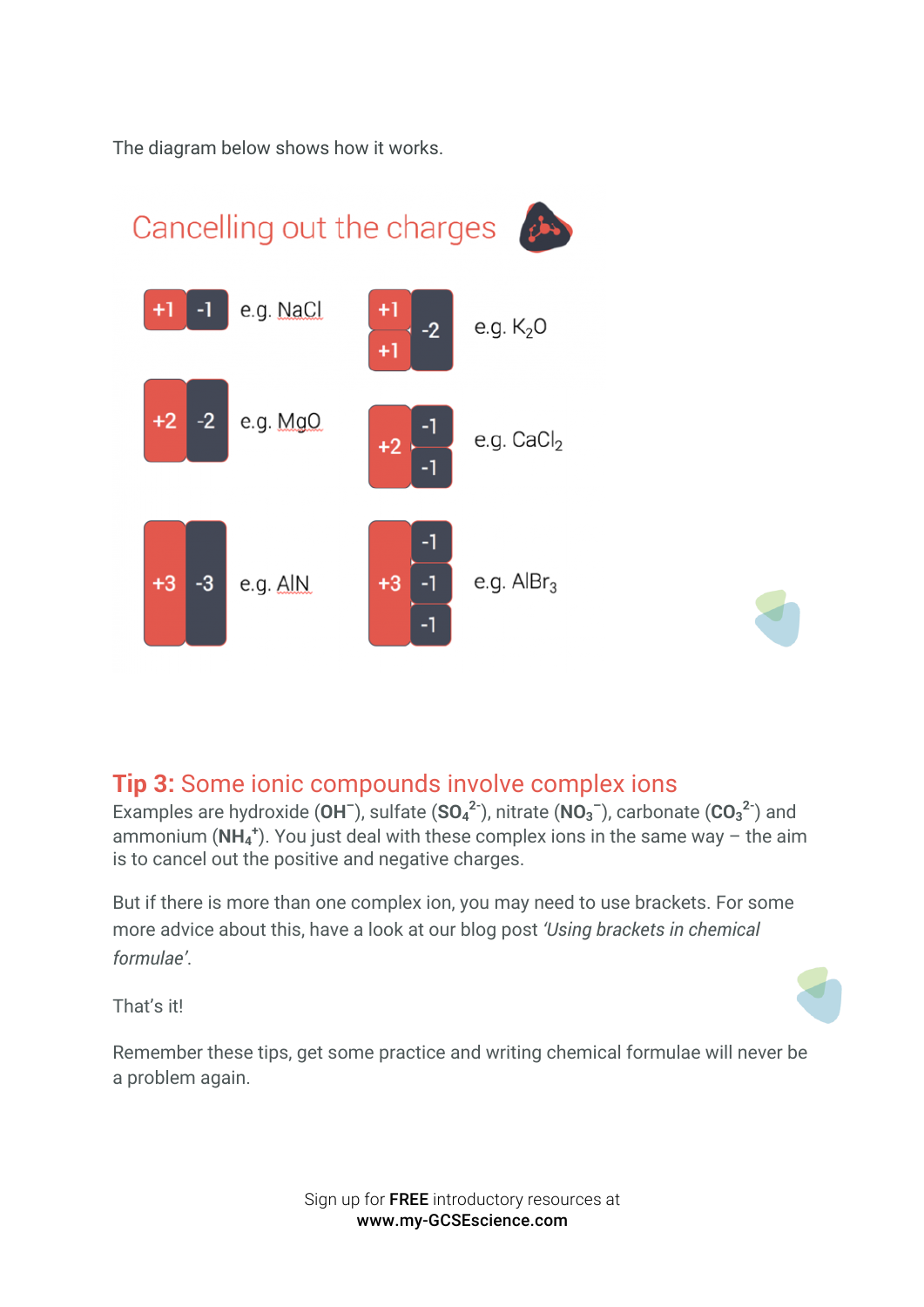The diagram below shows how it works.

## Cancelling out the charges

+1 -1 e.g. NaCl

+1 +1 -2 e.g. $K_2O$

+2 -2 e.g. MgO

+2 -1 -1 e.g. $CaCl_2$

+3 -3 e.g. AlN

+3 -1 -1 -1 e.g. $AlBr_3$

## Tip 3: Some ionic compounds involve complex ions

Examples are hydroxide (**$OH^-$**), sulfate (**$SO_4^{2-}$**), nitrate (**$NO_3^-$**), carbonate (**$CO_3^{2-}$**) and ammonium (**$NH_4^+$**). You just deal with these complex ions in the same way – the aim is to cancel out the positive and negative charges.

But if there is more than one complex ion, you may need to use brackets. For some more advice about this, have a look at our blog post *'Using brackets in chemical formulae'*.

That's it!

Remember these tips, get some practice and writing chemical formulae will never be a problem again.

Sign up for **FREE** introductory resources at
**www.my-GCSEscience.com**